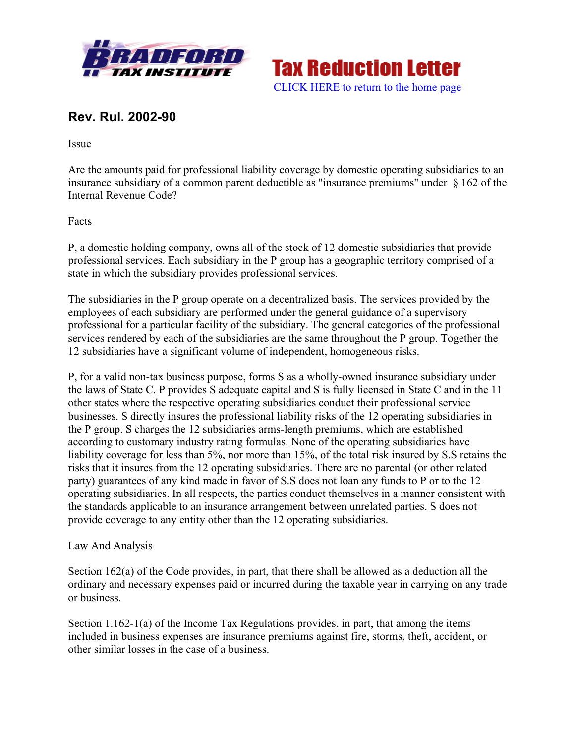# Rev. Rul. 2002-90

Issue

Are the amounts paid for professional liability coverage by domestic operating subsidiaries to an insurance subsidiary of a common parent deductible as "insurance premiums" under § 162 of the Internal Revenue Code?

Facts

P, a domestic holding company, owns all of the stock of 12 domestic subsidiaries that provide professional services. Each subsidiary in the P group has a geographic territory comprised of a state in which the subsidiary provides professional services.

The subsidiaries in the P group operate on a decentralized basis. The services provided by the employees of each subsidiary are performed under the general guidance of a supervisory professional for a particular facility of the subsidiary. The general categories of the professional services rendered by each of the subsidiaries are the same throughout the P group. Together the 12 subsidiaries have a significant volume of independent, homogeneous risks.

P, for a valid non-tax business purpose, forms S as a wholly-owned insurance subsidiary under the laws of State C. P provides S adequate capital and S is fully licensed in State C and in the 11 other states where the respective operating subsidiaries conduct their professional service businesses. S directly insures the professional liability risks of the 12 operating subsidiaries in the P group. S charges the 12 subsidiaries arms-length premiums, which are established according to customary industry rating formulas. None of the operating subsidiaries have liability coverage for less than 5%, nor more than 15%, of the total risk insured by S.S retains the risks that it insures from the 12 operating subsidiaries. There are no parental (or other related party) guarantees of any kind made in favor of S.S does not loan any funds to P or to the 12 operating subsidiaries. In all respects, the parties conduct themselves in a manner consistent with the standards applicable to an insurance arrangement between unrelated parties. S does not provide coverage to any entity other than the 12 operating subsidiaries.

Law And Analysis

Section 162(a) of the Code provides, in part, that there shall be allowed as a deduction all the ordinary and necessary expenses paid or incurred during the taxable year in carrying on any trade or business.

Section 1.162-1(a) of the Income Tax Regulations provides, in part, that among the items included in business expenses are insurance premiums against fire, storms, theft, accident, or other similar losses in the case of a business.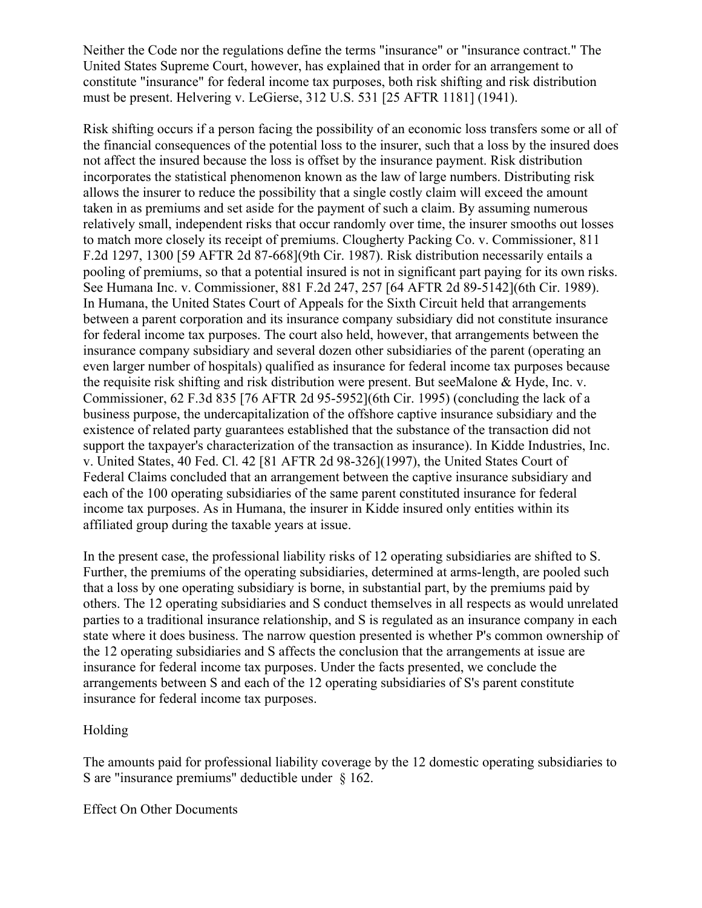Neither the Code nor the regulations define the terms "insurance" or "insurance contract." The United States Supreme Court, however, has explained that in order for an arrangement to constitute "insurance" for federal income tax purposes, both risk shifting and risk distribution must be present. Helvering v. LeGierse, 312 U.S. 531 [25 AFTR 1181] (1941).

Risk shifting occurs if a person facing the possibility of an economic loss transfers some or all of the financial consequences of the potential loss to the insurer, such that a loss by the insured does not affect the insured because the loss is offset by the insurance payment. Risk distribution incorporates the statistical phenomenon known as the law of large numbers. Distributing risk allows the insurer to reduce the possibility that a single costly claim will exceed the amount taken in as premiums and set aside for the payment of such a claim. By assuming numerous relatively small, independent risks that occur randomly over time, the insurer smooths out losses to match more closely its receipt of premiums. Clougherty Packing Co. v. Commissioner, 811 F.2d 1297, 1300 [59 AFTR 2d 87-668](9th Cir. 1987). Risk distribution necessarily entails a pooling of premiums, so that a potential insured is not in significant part paying for its own risks. See Humana Inc. v. Commissioner, 881 F.2d 247, 257 [64 AFTR 2d 89-5142](6th Cir. 1989). In Humana, the United States Court of Appeals for the Sixth Circuit held that arrangements between a parent corporation and its insurance company subsidiary did not constitute insurance for federal income tax purposes. The court also held, however, that arrangements between the insurance company subsidiary and several dozen other subsidiaries of the parent (operating an even larger number of hospitals) qualified as insurance for federal income tax purposes because the requisite risk shifting and risk distribution were present. But seeMalone & Hyde, Inc. v. Commissioner, 62 F.3d 835 [76 AFTR 2d 95-5952](6th Cir. 1995) (concluding the lack of a business purpose, the undercapitalization of the offshore captive insurance subsidiary and the existence of related party guarantees established that the substance of the transaction did not support the taxpayer's characterization of the transaction as insurance). In Kidde Industries, Inc. v. United States, 40 Fed. Cl. 42 [81 AFTR 2d 98-326](1997), the United States Court of Federal Claims concluded that an arrangement between the captive insurance subsidiary and each of the 100 operating subsidiaries of the same parent constituted insurance for federal income tax purposes. As in Humana, the insurer in Kidde insured only entities within its affiliated group during the taxable years at issue.

In the present case, the professional liability risks of 12 operating subsidiaries are shifted to S. Further, the premiums of the operating subsidiaries, determined at arms-length, are pooled such that a loss by one operating subsidiary is borne, in substantial part, by the premiums paid by others. The 12 operating subsidiaries and S conduct themselves in all respects as would unrelated parties to a traditional insurance relationship, and S is regulated as an insurance company in each state where it does business. The narrow question presented is whether P's common ownership of the 12 operating subsidiaries and S affects the conclusion that the arrangements at issue are insurance for federal income tax purposes. Under the facts presented, we conclude the arrangements between S and each of the 12 operating subsidiaries of S's parent constitute insurance for federal income tax purposes.

## Holding

The amounts paid for professional liability coverage by the 12 domestic operating subsidiaries to S are "insurance premiums" deductible under § 162.

## Effect On Other Documents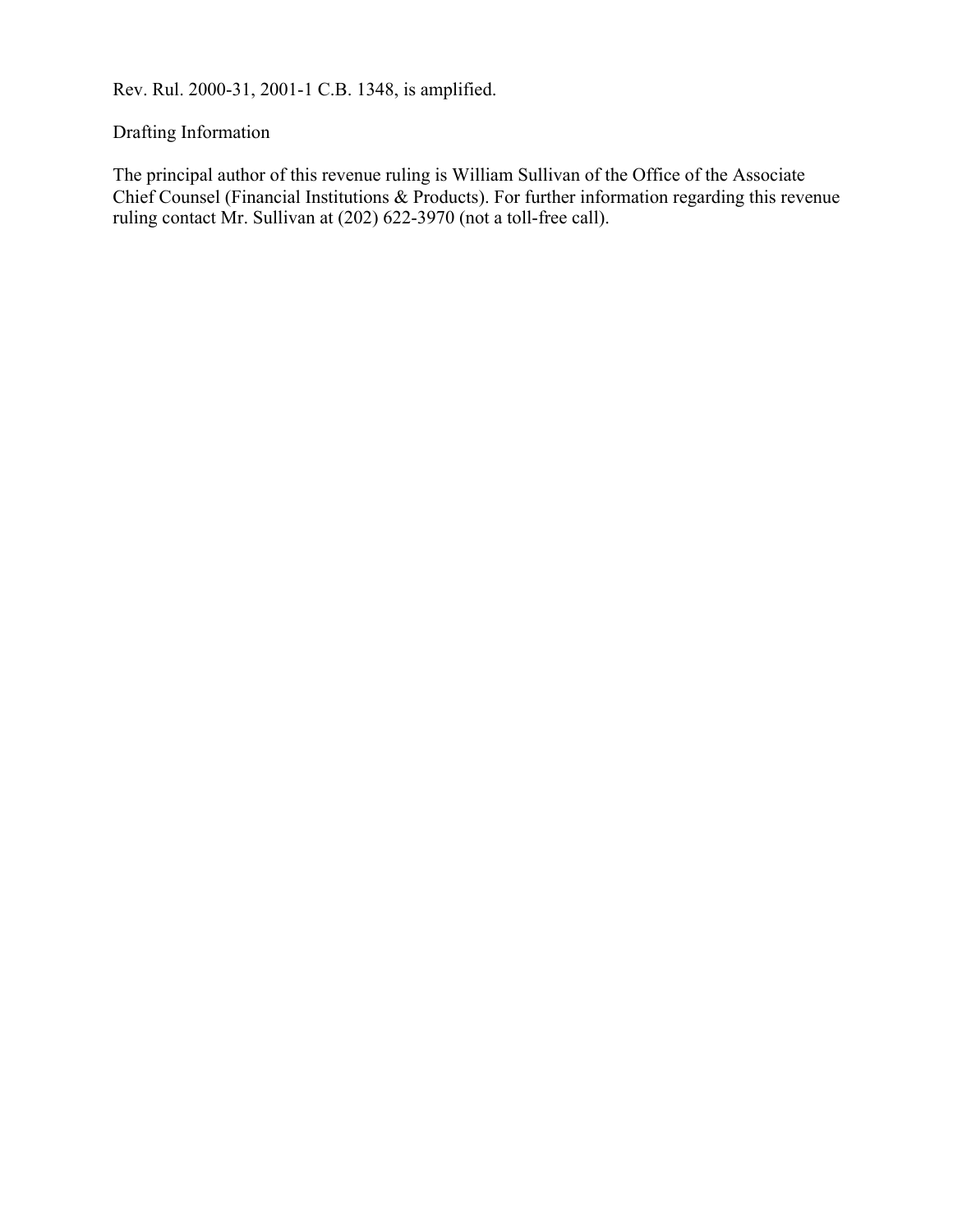Rev. Rul. 2000-31, 2001-1 C.B. 1348, is amplified.

## Drafting Information

The principal author of this revenue ruling is William Sullivan of the Office of the Associate Chief Counsel (Financial Institutions & Products). For further information regarding this revenue ruling contact Mr. Sullivan at (202) 622-3970 (not a toll-free call).